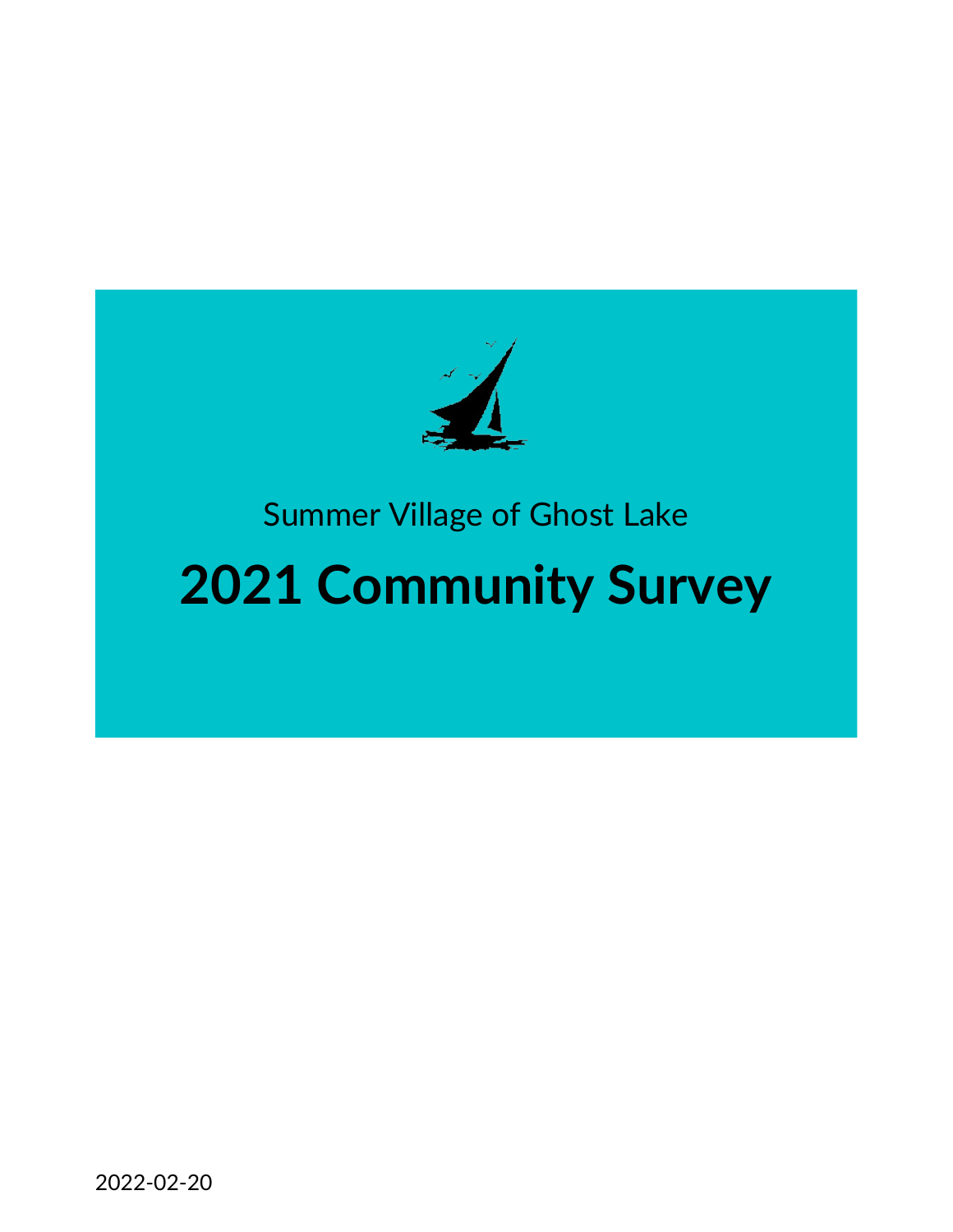Summer Village of Ghost Lake

# 2021 Community Survey

2022-02-20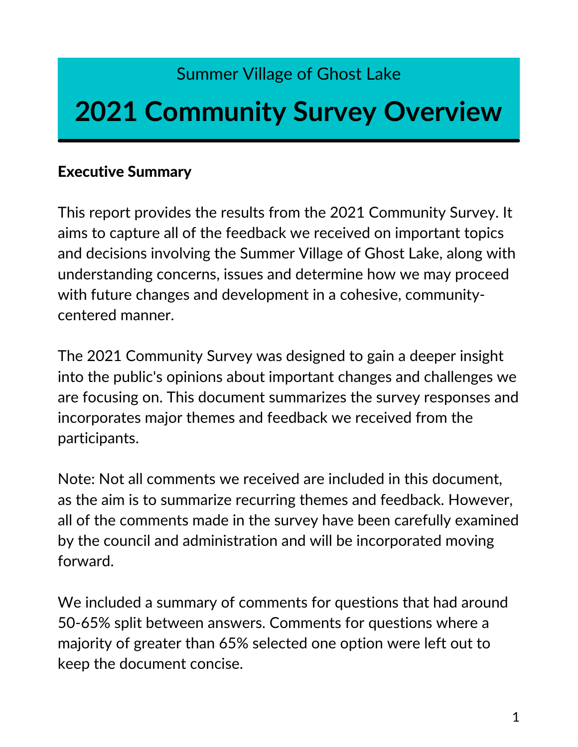Summer Village of Ghost Lake

# 2021 Community Survey Overview

## Executive Summary

This report provides the results from the 2021 Community Survey. It aims to capture all of the feedback we received on important topics and decisions involving the Summer Village of Ghost Lake, along with understanding concerns, issues and determine how we may proceed with future changes and development in a cohesive, community-centered manner.

The 2021 Community Survey was designed to gain a deeper insight into the public's opinions about important changes and challenges we are focusing on. This document summarizes the survey responses and incorporates major themes and feedback we received from the participants.

Note: Not all comments we received are included in this document, as the aim is to summarize recurring themes and feedback. However, all of the comments made in the survey have been carefully examined by the council and administration and will be incorporated moving forward.

We included a summary of comments for questions that had around 50-65% split between answers. Comments for questions where a majority of greater than 65% selected one option were left out to keep the document concise.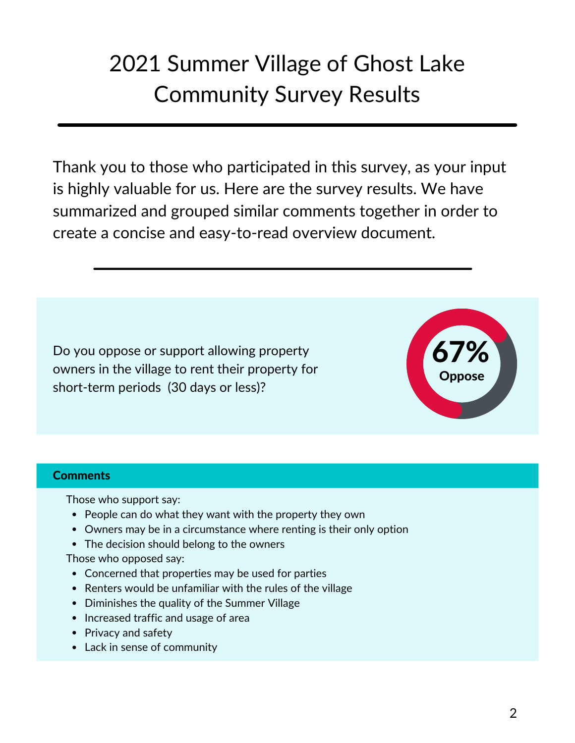# 2021 Summer Village of Ghost Lake Community Survey Results

Thank you to those who participated in this survey, as your input is highly valuable for us. Here are the survey results. We have summarized and grouped similar comments together in order to create a concise and easy-to-read overview document.

Do you oppose or support allowing property owners in the village to rent their property for short-term periods (30 days or less)?

**67% Oppose**

**Comments**

Those who support say:

- People can do what they want with the property they own
- Owners may be in a circumstance where renting is their only option
- The decision should belong to the owners

Those who opposed say:

- Concerned that properties may be used for parties
- Renters would be unfamiliar with the rules of the village
- Diminishes the quality of the Summer Village
- Increased traffic and usage of area
- Privacy and safety
- Lack in sense of community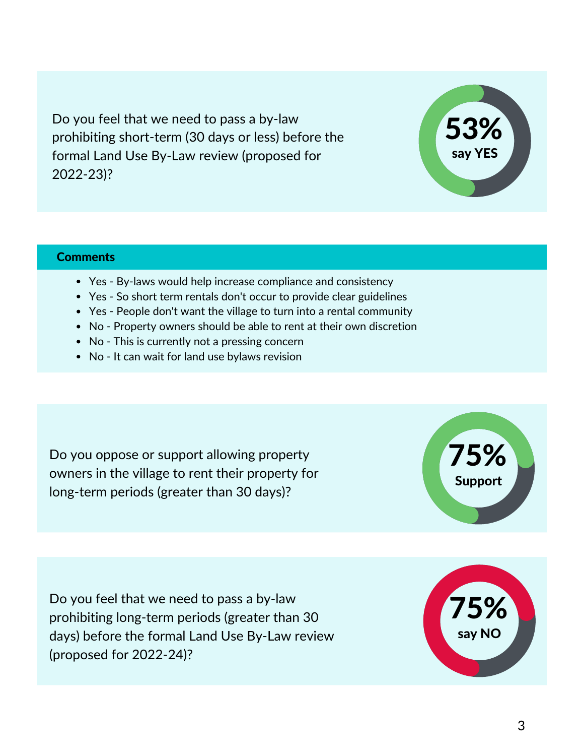Do you feel that we need to pass a by-law prohibiting short-term (30 days or less) before the formal Land Use By-Law review (proposed for 2022-23)?

**53%** **say YES**

**Comments**

- Yes - By-laws would help increase compliance and consistency
- Yes - So short term rentals don't occur to provide clear guidelines
- Yes - People don't want the village to turn into a rental community
- No - Property owners should be able to rent at their own discretion
- No - This is currently not a pressing concern
- No - It can wait for land use bylaws revision

Do you oppose or support allowing property owners in the village to rent their property for long-term periods (greater than 30 days)?

**75%** **Support**

Do you feel that we need to pass a by-law prohibiting long-term periods (greater than 30 days) before the formal Land Use By-Law review (proposed for 2022-24)?

**75%** **say NO**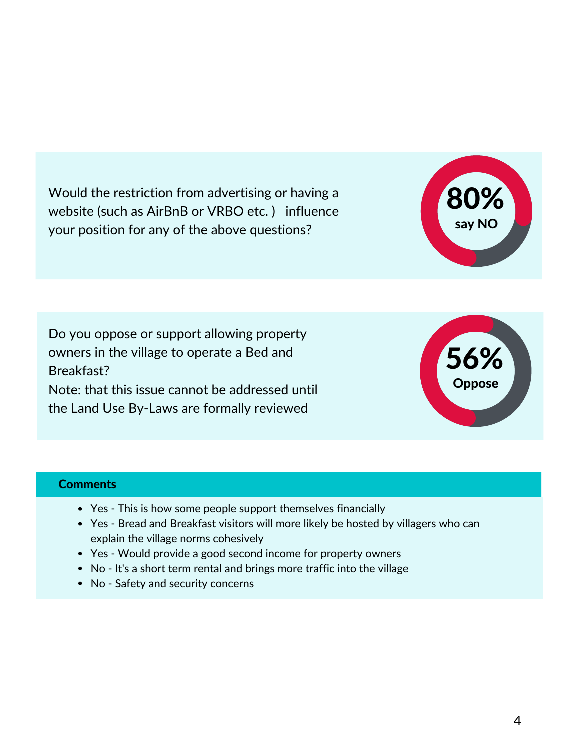Would the restriction from advertising or having a website (such as AirBnB or VRBO etc. ) influence your position for any of the above questions?

**80%** say NO

Do you oppose or support allowing property owners in the village to operate a Bed and Breakfast?
Note: that this issue cannot be addressed until the Land Use By-Laws are formally reviewed

**56%** Oppose

**Comments**

- Yes - This is how some people support themselves financially
- Yes - Bread and Breakfast visitors will more likely be hosted by villagers who can explain the village norms cohesively
- Yes - Would provide a good second income for property owners
- No - It's a short term rental and brings more traffic into the village
- No - Safety and security concerns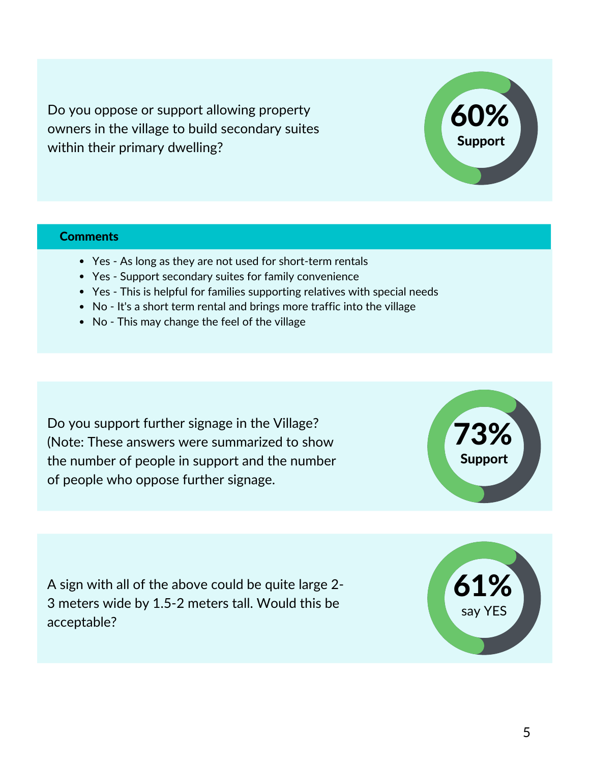Do you oppose or support allowing property owners in the village to build secondary suites within their primary dwelling?

**60%**
**Support**

**Comments**

- Yes - As long as they are not used for short-term rentals
- Yes - Support secondary suites for family convenience
- Yes - This is helpful for families supporting relatives with special needs
- No - It's a short term rental and brings more traffic into the village
- No - This may change the feel of the village

Do you support further signage in the Village? (Note: These answers were summarized to show the number of people in support and the number of people who oppose further signage.

**73%**
**Support**

A sign with all of the above could be quite large 2-3 meters wide by 1.5-2 meters tall. Would this be acceptable?

**61%**
say YES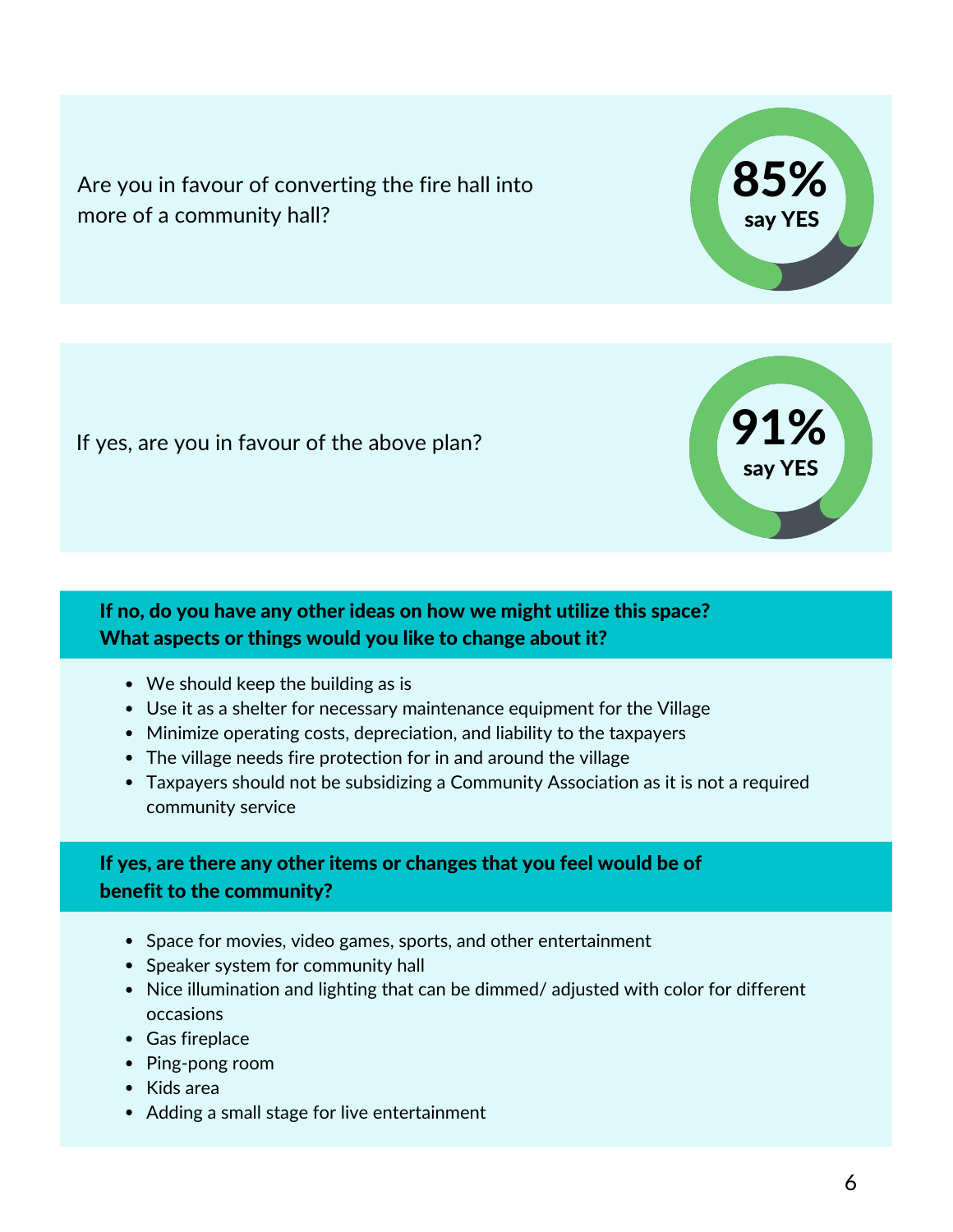Are you in favour of converting the fire hall into more of a community hall?

**85%** **say YES**

If yes, are you in favour of the above plan?

**91%** **say YES**

**If no, do you have any other ideas on how we might utilize this space? What aspects or things would you like to change about it?**

- We should keep the building as is
- Use it as a shelter for necessary maintenance equipment for the Village
- Minimize operating costs, depreciation, and liability to the taxpayers
- The village needs fire protection for in and around the village
- Taxpayers should not be subsidizing a Community Association as it is not a required community service

**If yes, are there any other items or changes that you feel would be of benefit to the community?**

- Space for movies, video games, sports, and other entertainment
- Speaker system for community hall
- Nice illumination and lighting that can be dimmed/ adjusted with color for different occasions
- Gas fireplace
- Ping-pong room
- Kids area
- Adding a small stage for live entertainment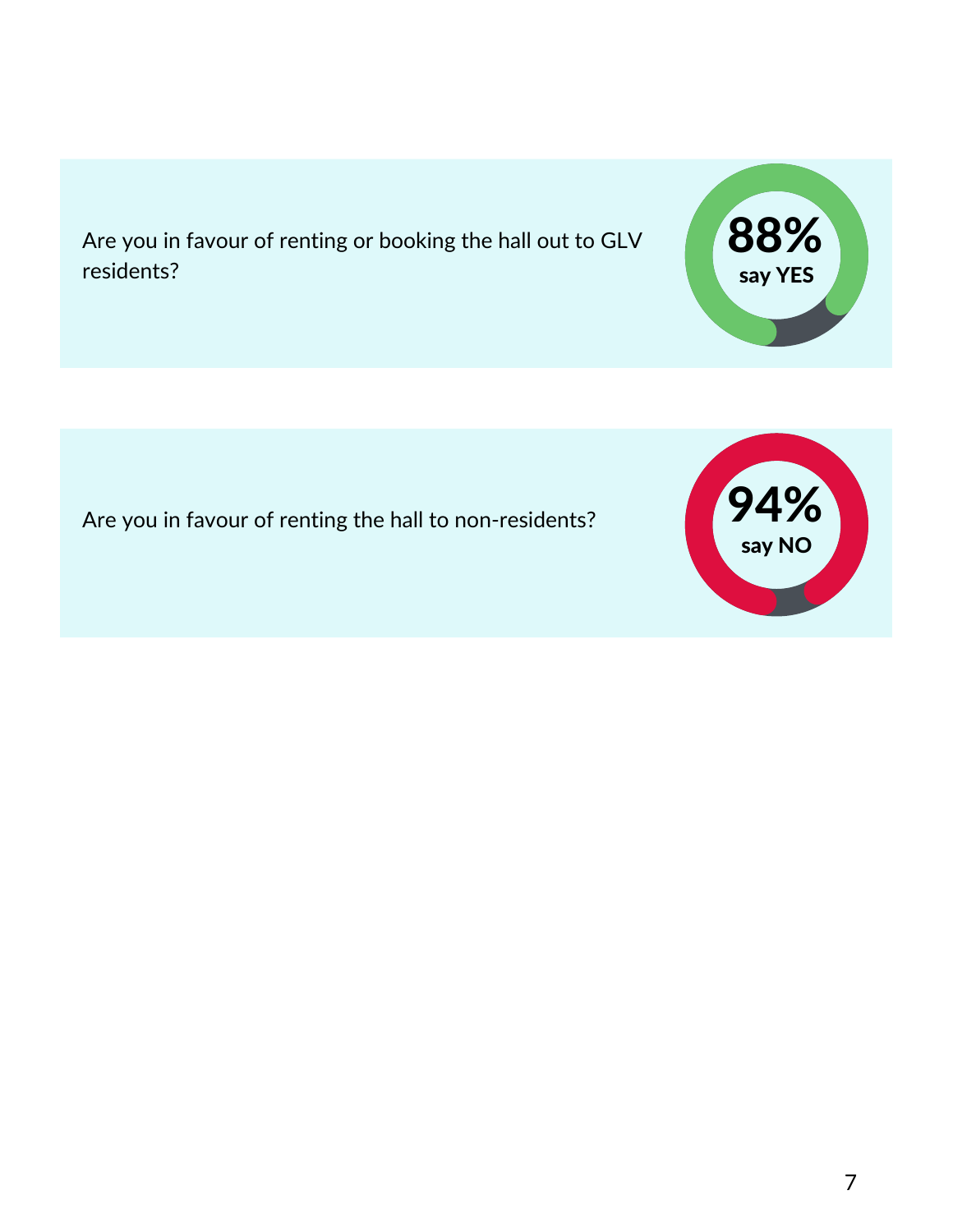Are you in favour of renting or booking the hall out to GLV residents?

**88%**
**say YES**

Are you in favour of renting the hall to non-residents?

**94%**
**say NO**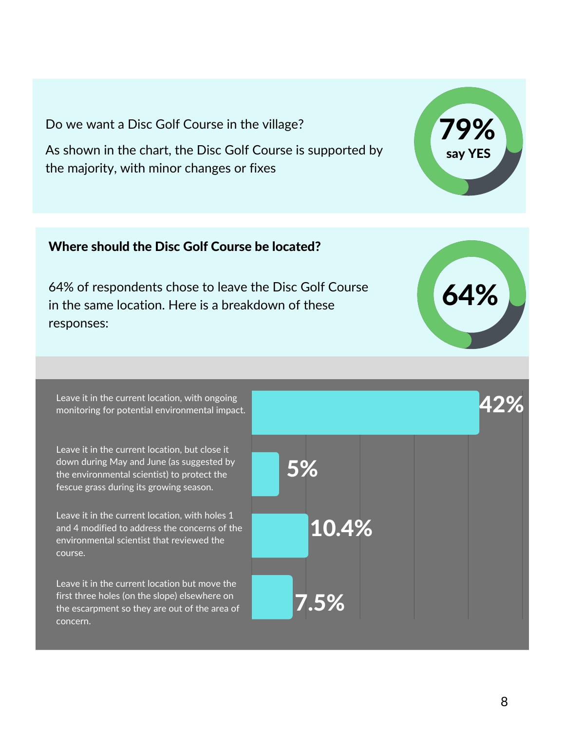Do we want a Disc Golf Course in the village?

As shown in the chart, the Disc Golf Course is supported by the majority, with minor changes or fixes

**79%** say YES

**Where should the Disc Golf Course be located?**

64% of respondents chose to leave the Disc Golf Course in the same location. Here is a breakdown of these responses:

**64%**

| Response | Percentage |
|---|---|
| Leave it in the current location, with ongoing monitoring for potential environmental impact. | 42% |
| Leave it in the current location, but close it down during May and June (as suggested by the environmental scientist) to protect the fescue grass during its growing season. | 5% |
| Leave it in the current location, with holes 1 and 4 modified to address the concerns of the environmental scientist that reviewed the course. | 10.4% |
| Leave it in the current location but move the first three holes (on the slope) elsewhere on the escarpment so they are out of the area of concern. | 7.5% |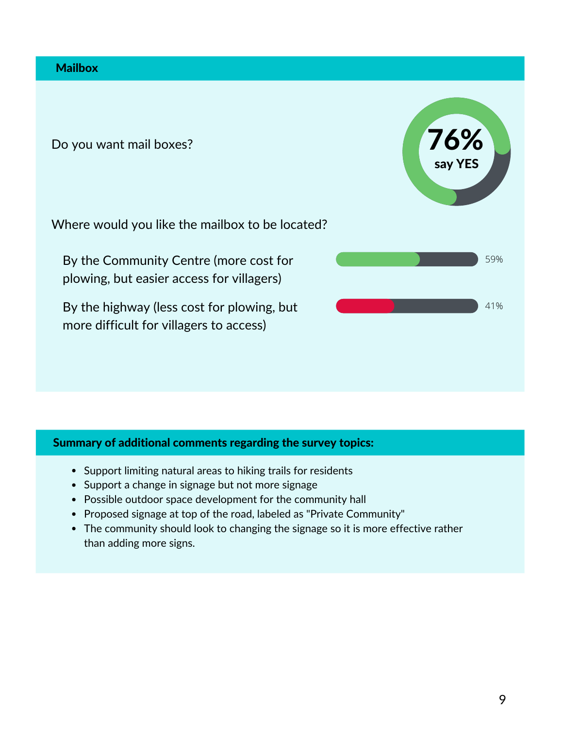## Mailbox

Do you want mail boxes?

**76% say YES**

Where would you like the mailbox to be located?

| Option | Percentage |
| --- | --- |
| By the Community Centre (more cost for plowing, but easier access for villagers) | 59% |
| By the highway (less cost for plowing, but more difficult for villagers to access) | 41% |

## Summary of additional comments regarding the survey topics:

- Support limiting natural areas to hiking trails for residents
- Support a change in signage but not more signage
- Possible outdoor space development for the community hall
- Proposed signage at top of the road, labeled as "Private Community"
- The community should look to changing the signage so it is more effective rather than adding more signs.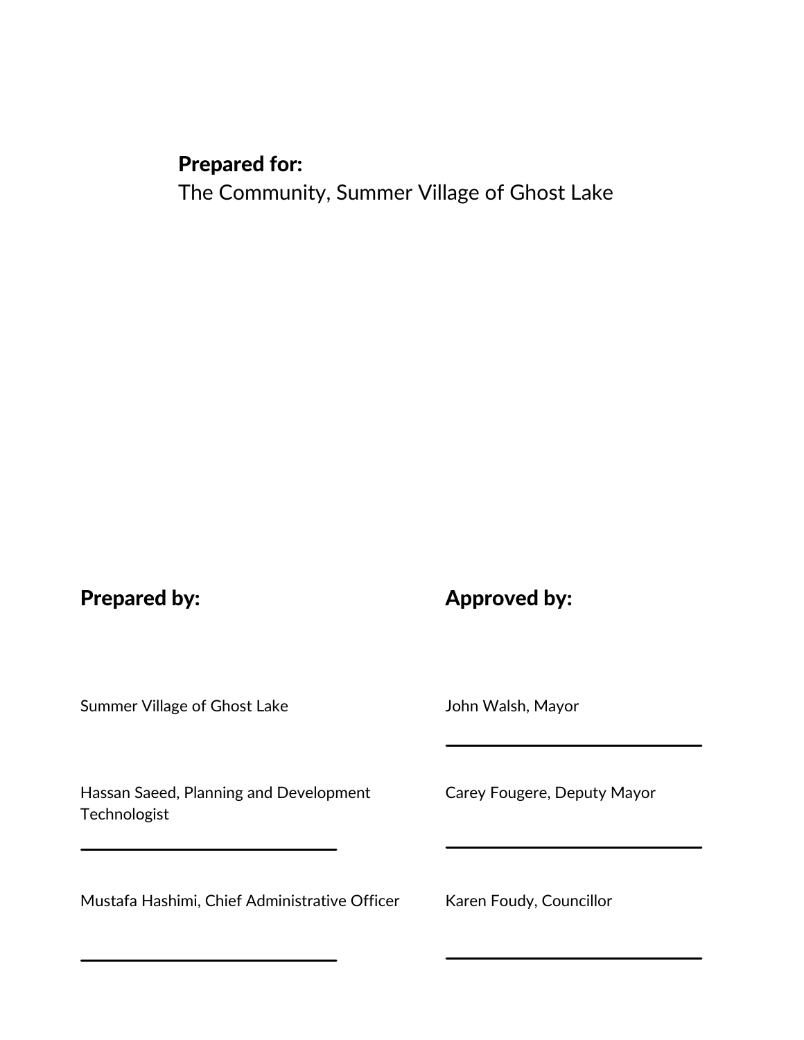**Prepared for:**
The Community, Summer Village of Ghost Lake

**Prepared by:**

Summer Village of Ghost Lake

Hassan Saeed, Planning and Development Technologist

______________________________

Mustafa Hashimi, Chief Administrative Officer

______________________________

**Approved by:**

John Walsh, Mayor

______________________________

Carey Fougere, Deputy Mayor

______________________________

Karen Foudy, Councillor

______________________________